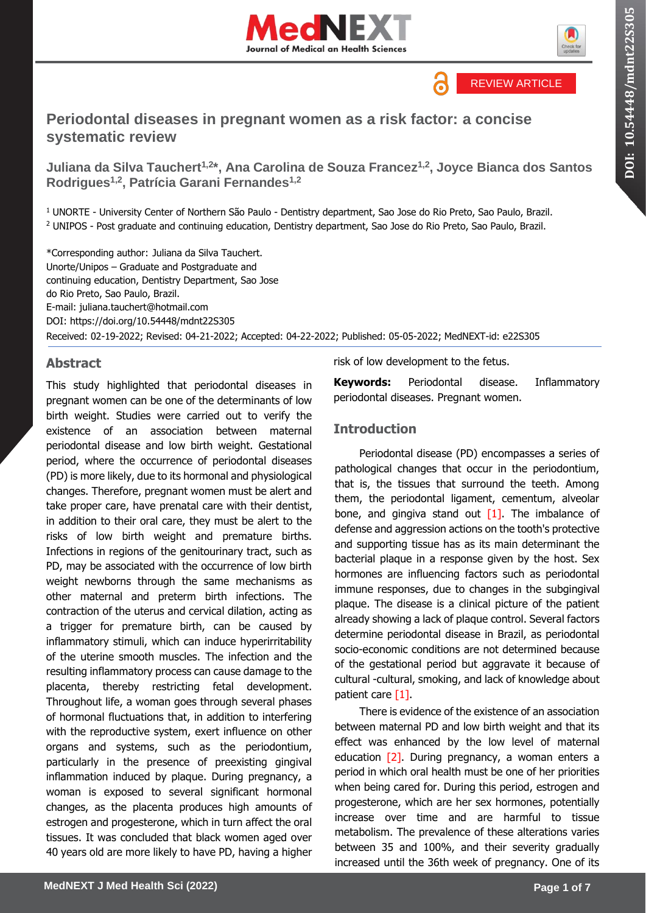REVIEW ARTICLE

# Periodontal diseases in pregnant women as a risk factor: a concise systematic review

**Juliana da Silva Tauchert[1,2*], Ana Carolina de Souza Francez[1,2], Joyce Bianca dos Santos Rodrigues[1,2], Patrícia Garani Fernandes[1,2]**

[1] UNORTE - University Center of Northern São Paulo - Dentistry department, Sao Jose do Rio Preto, Sao Paulo, Brazil.
[2] UNIPOS - Post graduate and continuing education, Dentistry department, Sao Jose do Rio Preto, Sao Paulo, Brazil.

*Corresponding author: Juliana da Silva Tauchert.
Unorte/Unipos – Graduate and Postgraduate and continuing education, Dentistry Department, Sao Jose do Rio Preto, Sao Paulo, Brazil.
E-mail: juliana.tauchert@hotmail.com
DOI: https://doi.org/10.54448/mdnt22S305
Received: 02-19-2022; Revised: 04-21-2022; Accepted: 04-22-2022; Published: 05-05-2022; MedNEXT-id: e22S305

## Abstract

This study highlighted that periodontal diseases in pregnant women can be one of the determinants of low birth weight. Studies were carried out to verify the existence of an association between maternal periodontal disease and low birth weight. Gestational period, where the occurrence of periodontal diseases (PD) is more likely, due to its hormonal and physiological changes. Therefore, pregnant women must be alert and take proper care, have prenatal care with their dentist, in addition to their oral care, they must be alert to the risks of low birth weight and premature births. Infections in regions of the genitourinary tract, such as PD, may be associated with the occurrence of low birth weight newborns through the same mechanisms as other maternal and preterm birth infections. The contraction of the uterus and cervical dilation, acting as a trigger for premature birth, can be caused by inflammatory stimuli, which can induce hyperirritability of the uterine smooth muscles. The infection and the resulting inflammatory process can cause damage to the placenta, thereby restricting fetal development. Throughout life, a woman goes through several phases of hormonal fluctuations that, in addition to interfering with the reproductive system, exert influence on other organs and systems, such as the periodontium, particularly in the presence of preexisting gingival inflammation induced by plaque. During pregnancy, a woman is exposed to several significant hormonal changes, as the placenta produces high amounts of estrogen and progesterone, which in turn affect the oral tissues. It was concluded that black women aged over 40 years old are more likely to have PD, having a higher risk of low development to the fetus.

**Keywords:** Periodontal disease. Inflammatory periodontal diseases. Pregnant women.

## Introduction

Periodontal disease (PD) encompasses a series of pathological changes that occur in the periodontium, that is, the tissues that surround the teeth. Among them, the periodontal ligament, cementum, alveolar bone, and gingiva stand out [1]. The imbalance of defense and aggression actions on the tooth's protective and supporting tissue has as its main determinant the bacterial plaque in a response given by the host. Sex hormones are influencing factors such as periodontal immune responses, due to changes in the subgingival plaque. The disease is a clinical picture of the patient already showing a lack of plaque control. Several factors determine periodontal disease in Brazil, as periodontal socio-economic conditions are not determined because of the gestational period but aggravate it because of cultural -cultural, smoking, and lack of knowledge about patient care [1].

There is evidence of the existence of an association between maternal PD and low birth weight and that its effect was enhanced by the low level of maternal education [2]. During pregnancy, a woman enters a period in which oral health must be one of her priorities when being cared for. During this period, estrogen and progesterone, which are her sex hormones, potentially increase over time and are harmful to tissue metabolism. The prevalence of these alterations varies between 35 and 100%, and their severity gradually increased until the 36th week of pregnancy. One of its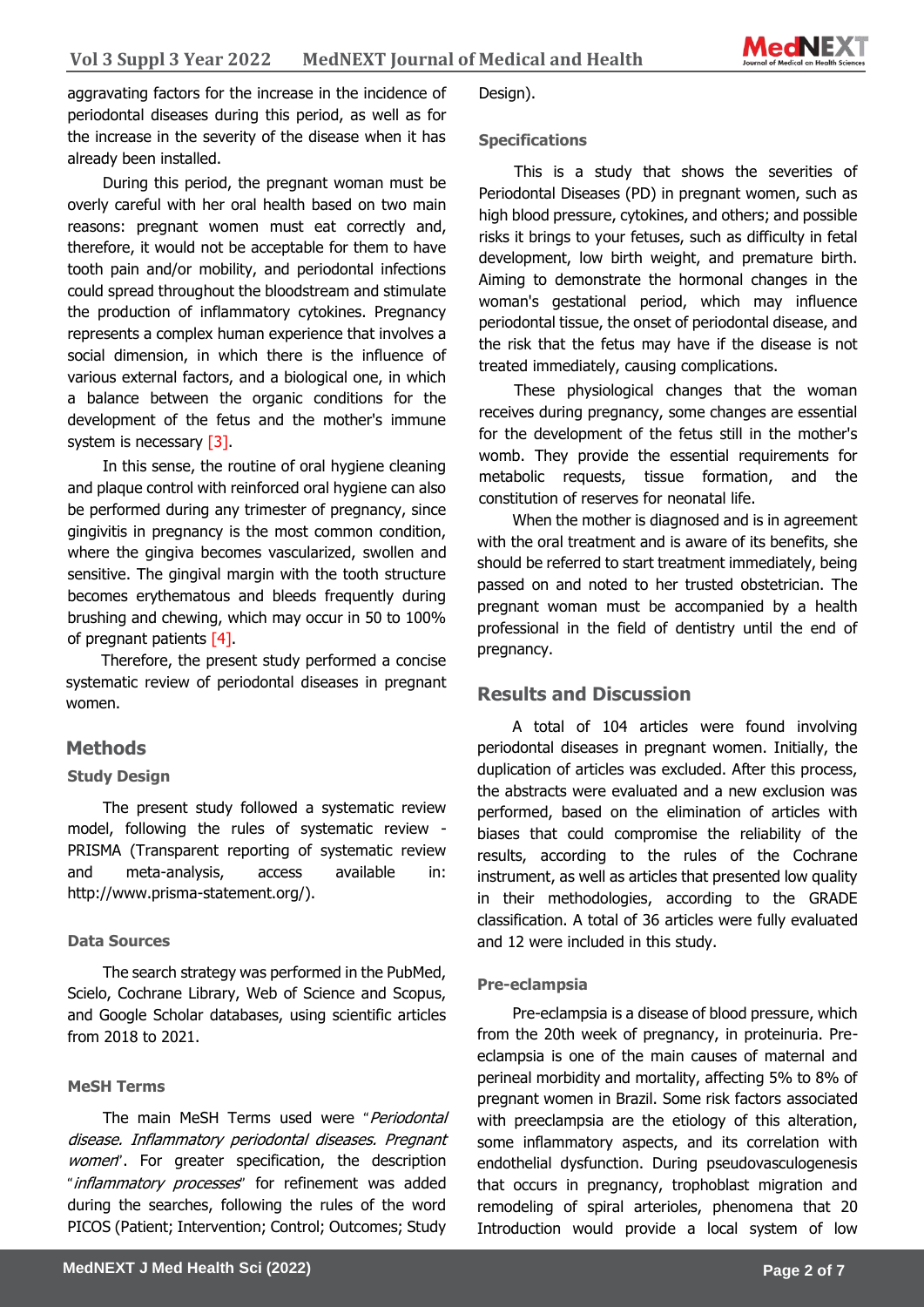aggravating factors for the increase in the incidence of periodontal diseases during this period, as well as for the increase in the severity of the disease when it has already been installed.

During this period, the pregnant woman must be overly careful with her oral health based on two main reasons: pregnant women must eat correctly and, therefore, it would not be acceptable for them to have tooth pain and/or mobility, and periodontal infections could spread throughout the bloodstream and stimulate the production of inflammatory cytokines. Pregnancy represents a complex human experience that involves a social dimension, in which there is the influence of various external factors, and a biological one, in which a balance between the organic conditions for the development of the fetus and the mother's immune system is necessary [3].

In this sense, the routine of oral hygiene cleaning and plaque control with reinforced oral hygiene can also be performed during any trimester of pregnancy, since gingivitis in pregnancy is the most common condition, where the gingiva becomes vascularized, swollen and sensitive. The gingival margin with the tooth structure becomes erythematous and bleeds frequently during brushing and chewing, which may occur in 50 to 100% of pregnant patients [4].

Therefore, the present study performed a concise systematic review of periodontal diseases in pregnant women.

## Methods

### Study Design

The present study followed a systematic review model, following the rules of systematic review - PRISMA (Transparent reporting of systematic review and meta-analysis, access available in: http://www.prisma-statement.org/).

### Data Sources

The search strategy was performed in the PubMed, Scielo, Cochrane Library, Web of Science and Scopus, and Google Scholar databases, using scientific articles from 2018 to 2021.

### MeSH Terms

The main MeSH Terms used were "*Periodontal disease. Inflammatory periodontal diseases. Pregnant women*". For greater specification, the description "*inflammatory processes*" for refinement was added during the searches, following the rules of the word PICOS (Patient; Intervention; Control; Outcomes; Study Design).

### Specifications

This is a study that shows the severities of Periodontal Diseases (PD) in pregnant women, such as high blood pressure, cytokines, and others; and possible risks it brings to your fetuses, such as difficulty in fetal development, low birth weight, and premature birth. Aiming to demonstrate the hormonal changes in the woman's gestational period, which may influence periodontal tissue, the onset of periodontal disease, and the risk that the fetus may have if the disease is not treated immediately, causing complications.

These physiological changes that the woman receives during pregnancy, some changes are essential for the development of the fetus still in the mother's womb. They provide the essential requirements for metabolic requests, tissue formation, and the constitution of reserves for neonatal life.

When the mother is diagnosed and is in agreement with the oral treatment and is aware of its benefits, she should be referred to start treatment immediately, being passed on and noted to her trusted obstetrician. The pregnant woman must be accompanied by a health professional in the field of dentistry until the end of pregnancy.

## Results and Discussion

A total of 104 articles were found involving periodontal diseases in pregnant women. Initially, the duplication of articles was excluded. After this process, the abstracts were evaluated and a new exclusion was performed, based on the elimination of articles with biases that could compromise the reliability of the results, according to the rules of the Cochrane instrument, as well as articles that presented low quality in their methodologies, according to the GRADE classification. A total of 36 articles were fully evaluated and 12 were included in this study.

### Pre-eclampsia

Pre-eclampsia is a disease of blood pressure, which from the 20th week of pregnancy, in proteinuria. Pre-eclampsia is one of the main causes of maternal and perineal morbidity and mortality, affecting 5% to 8% of pregnant women in Brazil. Some risk factors associated with preeclampsia are the etiology of this alteration, some inflammatory aspects, and its correlation with endothelial dysfunction. During pseudovasculogenesis that occurs in pregnancy, trophoblast migration and remodeling of spiral arterioles, phenomena that 20 Introduction would provide a local system of low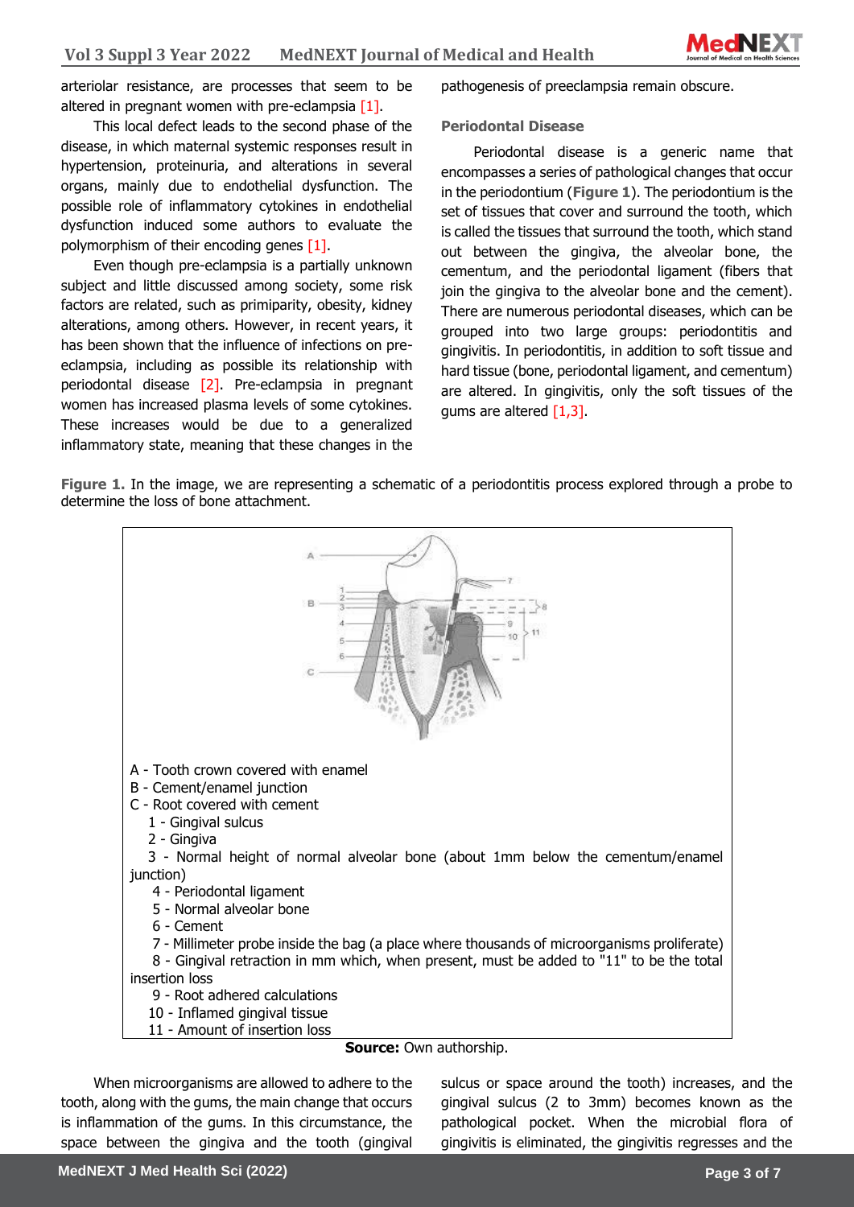arteriolar resistance, are processes that seem to be altered in pregnant women with pre-eclampsia [1].

This local defect leads to the second phase of the disease, in which maternal systemic responses result in hypertension, proteinuria, and alterations in several organs, mainly due to endothelial dysfunction. The possible role of inflammatory cytokines in endothelial dysfunction induced some authors to evaluate the polymorphism of their encoding genes [1].

Even though pre-eclampsia is a partially unknown subject and little discussed among society, some risk factors are related, such as primiparity, obesity, kidney alterations, among others. However, in recent years, it has been shown that the influence of infections on pre-eclampsia, including as possible its relationship with periodontal disease [2]. Pre-eclampsia in pregnant women has increased plasma levels of some cytokines. These increases would be due to a generalized inflammatory state, meaning that these changes in the pathogenesis of preeclampsia remain obscure.

### Periodontal Disease

Periodontal disease is a generic name that encompasses a series of pathological changes that occur in the periodontium (**Figure 1**). The periodontium is the set of tissues that cover and surround the tooth, which is called the tissues that surround the tooth, which stand out between the gingiva, the alveolar bone, the cementum, and the periodontal ligament (fibers that join the gingiva to the alveolar bone and the cement). There are numerous periodontal diseases, which can be grouped into two large groups: periodontitis and gingivitis. In periodontitis, in addition to soft tissue and hard tissue (bone, periodontal ligament, and cementum) are altered. In gingivitis, only the soft tissues of the gums are altered [1,3].

**Figure 1.** In the image, we are representing a schematic of a periodontitis process explored through a probe to determine the loss of bone attachment.

A - Tooth crown covered with enamel
B - Cement/enamel junction
C - Root covered with cement
1 - Gingival sulcus
2 - Gingiva
3 - Normal height of normal alveolar bone (about 1mm below the cementum/enamel junction)
4 - Periodontal ligament
5 - Normal alveolar bone
6 - Cement
7 - Millimeter probe inside the bag (a place where thousands of microorganisms proliferate)
8 - Gingival retraction in mm which, when present, must be added to "11" to be the total insertion loss
9 - Root adhered calculations
10 - Inflamed gingival tissue
11 - Amount of insertion loss

**Source:** Own authorship.

When microorganisms are allowed to adhere to the tooth, along with the gums, the main change that occurs is inflammation of the gums. In this circumstance, the space between the gingiva and the tooth (gingival sulcus or space around the tooth) increases, and the gingival sulcus (2 to 3mm) becomes known as the pathological pocket. When the microbial flora of gingivitis is eliminated, the gingivitis regresses and the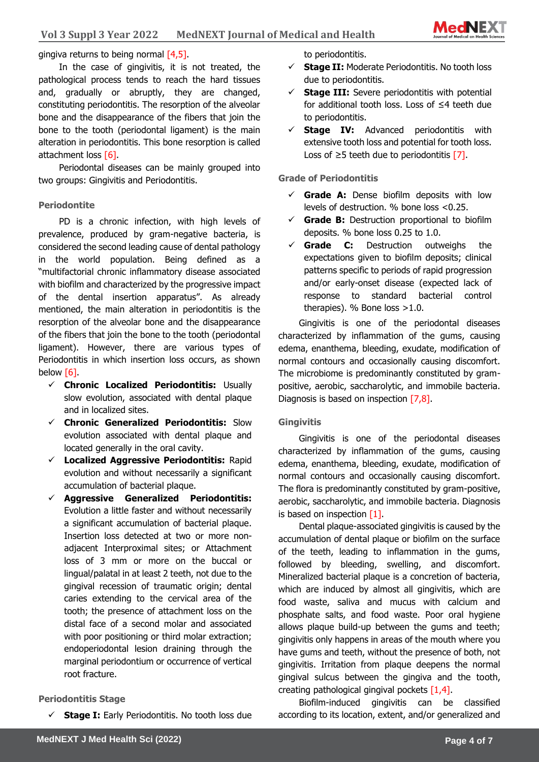gingiva returns to being normal [4,5].

In the case of gingivitis, it is not treated, the pathological process tends to reach the hard tissues and, gradually or abruptly, they are changed, constituting periodontitis. The resorption of the alveolar bone and the disappearance of the fibers that join the bone to the tooth (periodontal ligament) is the main alteration in periodontitis. This bone resorption is called attachment loss [6].

Periodontal diseases can be mainly grouped into two groups: Gingivitis and Periodontitis.

### Periodontite

PD is a chronic infection, with high levels of prevalence, produced by gram-negative bacteria, is considered the second leading cause of dental pathology in the world population. Being defined as a "multifactorial chronic inflammatory disease associated with biofilm and characterized by the progressive impact of the dental insertion apparatus". As already mentioned, the main alteration in periodontitis is the resorption of the alveolar bone and the disappearance of the fibers that join the bone to the tooth (periodontal ligament). However, there are various types of Periodontitis in which insertion loss occurs, as shown below [6].

- ✓ **Chronic Localized Periodontitis:** Usually slow evolution, associated with dental plaque and in localized sites.
- ✓ **Chronic Generalized Periodontitis:** Slow evolution associated with dental plaque and located generally in the oral cavity.
- ✓ **Localized Aggressive Periodontitis:** Rapid evolution and without necessarily a significant accumulation of bacterial plaque.
- ✓ **Aggressive Generalized Periodontitis:** Evolution a little faster and without necessarily a significant accumulation of bacterial plaque. Insertion loss detected at two or more non-adjacent Interproximal sites; or Attachment loss of 3 mm or more on the buccal or lingual/palatal in at least 2 teeth, not due to the gingival recession of traumatic origin; dental caries extending to the cervical area of the tooth; the presence of attachment loss on the distal face of a second molar and associated with poor positioning or third molar extraction; endoperiodontal lesion draining through the marginal periodontium or occurrence of vertical root fracture.

### Periodontitis Stage

- ✓ **Stage I:** Early Periodontitis. No tooth loss due to periodontitis.
- ✓ **Stage II:** Moderate Periodontitis. No tooth loss due to periodontitis.
- ✓ **Stage III:** Severe periodontitis with potential for additional tooth loss. Loss of ≤4 teeth due to periodontitis.
- ✓ **Stage IV:** Advanced periodontitis with extensive tooth loss and potential for tooth loss. Loss of ≥5 teeth due to periodontitis [7].

### Grade of Periodontitis

- ✓ **Grade A:** Dense biofilm deposits with low levels of destruction. % bone loss <0.25.
- ✓ **Grade B:** Destruction proportional to biofilm deposits. % bone loss 0.25 to 1.0.
- ✓ **Grade C:** Destruction outweighs the expectations given to biofilm deposits; clinical patterns specific to periods of rapid progression and/or early-onset disease (expected lack of response to standard bacterial control therapies). % Bone loss >1.0.

Gingivitis is one of the periodontal diseases characterized by inflammation of the gums, causing edema, enanthema, bleeding, exudate, modification of normal contours and occasionally causing discomfort. The microbiome is predominantly constituted by gram-positive, aerobic, saccharolytic, and immobile bacteria. Diagnosis is based on inspection [7,8].

### Gingivitis

Gingivitis is one of the periodontal diseases characterized by inflammation of the gums, causing edema, enanthema, bleeding, exudate, modification of normal contours and occasionally causing discomfort. The flora is predominantly constituted by gram-positive, aerobic, saccharolytic, and immobile bacteria. Diagnosis is based on inspection [1].

Dental plaque-associated gingivitis is caused by the accumulation of dental plaque or biofilm on the surface of the teeth, leading to inflammation in the gums, followed by bleeding, swelling, and discomfort. Mineralized bacterial plaque is a concretion of bacteria, which are induced by almost all gingivitis, which are food waste, saliva and mucus with calcium and phosphate salts, and food waste. Poor oral hygiene allows plaque build-up between the gums and teeth; gingivitis only happens in areas of the mouth where you have gums and teeth, without the presence of both, not gingivitis. Irritation from plaque deepens the normal gingival sulcus between the gingiva and the tooth, creating pathological gingival pockets [1,4].

Biofilm-induced gingivitis can be classified according to its location, extent, and/or generalized and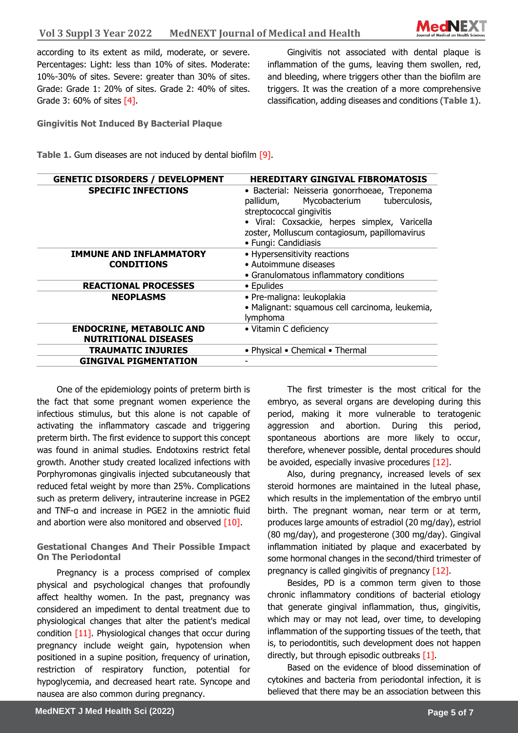according to its extent as mild, moderate, or severe. Percentages: Light: less than 10% of sites. Moderate: 10%-30% of sites. Severe: greater than 30% of sites. Grade: Grade 1: 20% of sites. Grade 2: 40% of sites. Grade 3: 60% of sites [4].

### Gingivitis Not Induced By Bacterial Plaque

Gingivitis not associated with dental plaque is inflammation of the gums, leaving them swollen, red, and bleeding, where triggers other than the biofilm are triggers. It was the creation of a more comprehensive classification, adding diseases and conditions (**Table 1**).

**Table 1.** Gum diseases are not induced by dental biofilm [9].

| GENETIC DISORDERS / DEVELOPMENT | HEREDITARY GINGIVAL FIBROMATOSIS |
|---|---|
| SPECIFIC INFECTIONS | • Bacterial: Neisseria gonorrhoeae, Treponema pallidum, Mycobacterium tuberculosis, streptococcal gingivitis<br>• Viral: Coxsackie, herpes simplex, Varicella zoster, Molluscum contagiosum, papillomavirus<br>• Fungi: Candidiasis |
| IMMUNE AND INFLAMMATORY CONDITIONS | • Hypersensitivity reactions<br>• Autoimmune diseases<br>• Granulomatous inflammatory conditions |
| REACTIONAL PROCESSES | • Epulides |
| NEOPLASMS | • Pre-maligna: leukoplakia<br>• Malignant: squamous cell carcinoma, leukemia, lymphoma |
| ENDOCRINE, METABOLIC AND NUTRITIONAL DISEASES | • Vitamin C deficiency |
| TRAUMATIC INJURIES | • Physical • Chemical • Thermal |
| GINGIVAL PIGMENTATION | - |

One of the epidemiology points of preterm birth is the fact that some pregnant women experience the infectious stimulus, but this alone is not capable of activating the inflammatory cascade and triggering preterm birth. The first evidence to support this concept was found in animal studies. Endotoxins restrict fetal growth. Another study created localized infections with Porphyromonas gingivalis injected subcutaneously that reduced fetal weight by more than 25%. Complications such as preterm delivery, intrauterine increase in PGE2 and TNF-α and increase in PGE2 in the amniotic fluid and abortion were also monitored and observed [10].

### Gestational Changes And Their Possible Impact On The Periodontal

Pregnancy is a process comprised of complex physical and psychological changes that profoundly affect healthy women. In the past, pregnancy was considered an impediment to dental treatment due to physiological changes that alter the patient's medical condition [11]. Physiological changes that occur during pregnancy include weight gain, hypotension when positioned in a supine position, frequency of urination, restriction of respiratory function, potential for hypoglycemia, and decreased heart rate. Syncope and nausea are also common during pregnancy.

The first trimester is the most critical for the embryo, as several organs are developing during this period, making it more vulnerable to teratogenic aggression and abortion. During this period, spontaneous abortions are more likely to occur, therefore, whenever possible, dental procedures should be avoided, especially invasive procedures [12].

Also, during pregnancy, increased levels of sex steroid hormones are maintained in the luteal phase, which results in the implementation of the embryo until birth. The pregnant woman, near term or at term, produces large amounts of estradiol (20 mg/day), estriol (80 mg/day), and progesterone (300 mg/day). Gingival inflammation initiated by plaque and exacerbated by some hormonal changes in the second/third trimester of pregnancy is called gingivitis of pregnancy [12].

Besides, PD is a common term given to those chronic inflammatory conditions of bacterial etiology that generate gingival inflammation, thus, gingivitis, which may or may not lead, over time, to developing inflammation of the supporting tissues of the teeth, that is, to periodontitis, such development does not happen directly, but through episodic outbreaks [1].

Based on the evidence of blood dissemination of cytokines and bacteria from periodontal infection, it is believed that there may be an association between this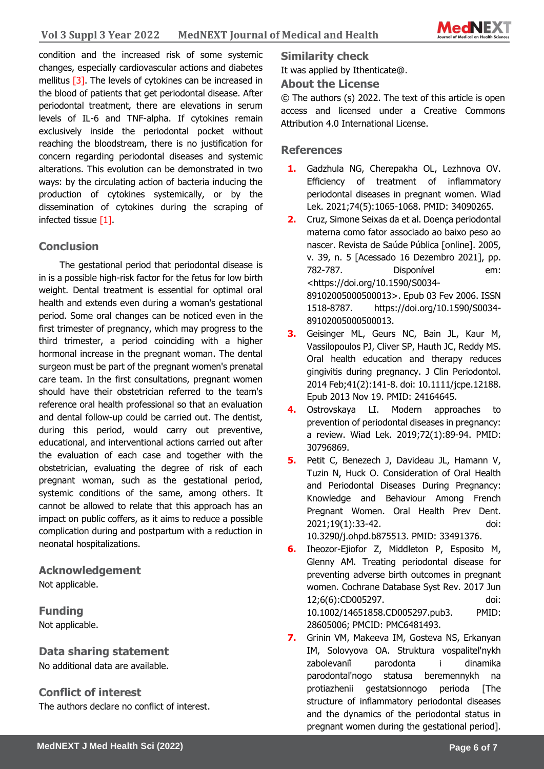condition and the increased risk of some systemic changes, especially cardiovascular actions and diabetes mellitus [3]. The levels of cytokines can be increased in the blood of patients that get periodontal disease. After periodontal treatment, there are elevations in serum levels of IL-6 and TNF-alpha. If cytokines remain exclusively inside the periodontal pocket without reaching the bloodstream, there is no justification for concern regarding periodontal diseases and systemic alterations. This evolution can be demonstrated in two ways: by the circulating action of bacteria inducing the production of cytokines systemically, or by the dissemination of cytokines during the scraping of infected tissue [1].

## Conclusion

The gestational period that periodontal disease is in is a possible high-risk factor for the fetus for low birth weight. Dental treatment is essential for optimal oral health and extends even during a woman's gestational period. Some oral changes can be noticed even in the first trimester of pregnancy, which may progress to the third trimester, a period coinciding with a higher hormonal increase in the pregnant woman. The dental surgeon must be part of the pregnant women's prenatal care team. In the first consultations, pregnant women should have their obstetrician referred to the team's reference oral health professional so that an evaluation and dental follow-up could be carried out. The dentist, during this period, would carry out preventive, educational, and interventional actions carried out after the evaluation of each case and together with the obstetrician, evaluating the degree of risk of each pregnant woman, such as the gestational period, systemic conditions of the same, among others. It cannot be allowed to relate that this approach has an impact on public coffers, as it aims to reduce a possible complication during and postpartum with a reduction in neonatal hospitalizations.

## Acknowledgement

Not applicable.

## Funding

Not applicable.

## Data sharing statement

No additional data are available.

## Conflict of interest

The authors declare no conflict of interest.

## Similarity check

It was applied by Ithenticate@.

## About the License

© The authors (s) 2022. The text of this article is open access and licensed under a Creative Commons Attribution 4.0 International License.

## References

1. Gadzhula NG, Cherepakha OL, Lezhnova OV. Efficiency of treatment of inflammatory periodontal diseases in pregnant women. Wiad Lek. 2021;74(5):1065-1068. PMID: 34090265.
2. Cruz, Simone Seixas da et al. Doença periodontal materna como fator associado ao baixo peso ao nascer. Revista de Saúde Pública [online]. 2005, v. 39, n. 5 [Acessado 16 Dezembro 2021], pp. 782-787. Disponível em: <https://doi.org/10.1590/S0034-89102005000500013>. Epub 03 Fev 2006. ISSN 1518-8787. https://doi.org/10.1590/S0034-89102005000500013.
3. Geisinger ML, Geurs NC, Bain JL, Kaur M, Vassilopoulos PJ, Cliver SP, Hauth JC, Reddy MS. Oral health education and therapy reduces gingivitis during pregnancy. J Clin Periodontol. 2014 Feb;41(2):141-8. doi: 10.1111/jcpe.12188. Epub 2013 Nov 19. PMID: 24164645.
4. Ostrovskaya LI. Modern approaches to prevention of periodontal diseases in pregnancy: a review. Wiad Lek. 2019;72(1):89-94. PMID: 30796869.
5. Petit C, Benezech J, Davideau JL, Hamann V, Tuzin N, Huck O. Consideration of Oral Health and Periodontal Diseases During Pregnancy: Knowledge and Behaviour Among French Pregnant Women. Oral Health Prev Dent. 2021;19(1):33-42. doi: 10.3290/j.ohpd.b875513. PMID: 33491376.
6. Iheozor-Ejiofor Z, Middleton P, Esposito M, Glenny AM. Treating periodontal disease for preventing adverse birth outcomes in pregnant women. Cochrane Database Syst Rev. 2017 Jun 12;6(6):CD005297. doi: 10.1002/14651858.CD005297.pub3. PMID: 28605006; PMCID: PMC6481493.
7. Grinin VM, Makeeva IM, Gosteva NS, Erkanyan IM, Solovyova OA. Struktura vospalitel'nykh zabolevaniĭ parodonta i dinamika parodontal'nogo statusa beremennykh na protiazhenii gestatsionnogo perioda [The structure of inflammatory periodontal diseases and the dynamics of the periodontal status in pregnant women during the gestational period].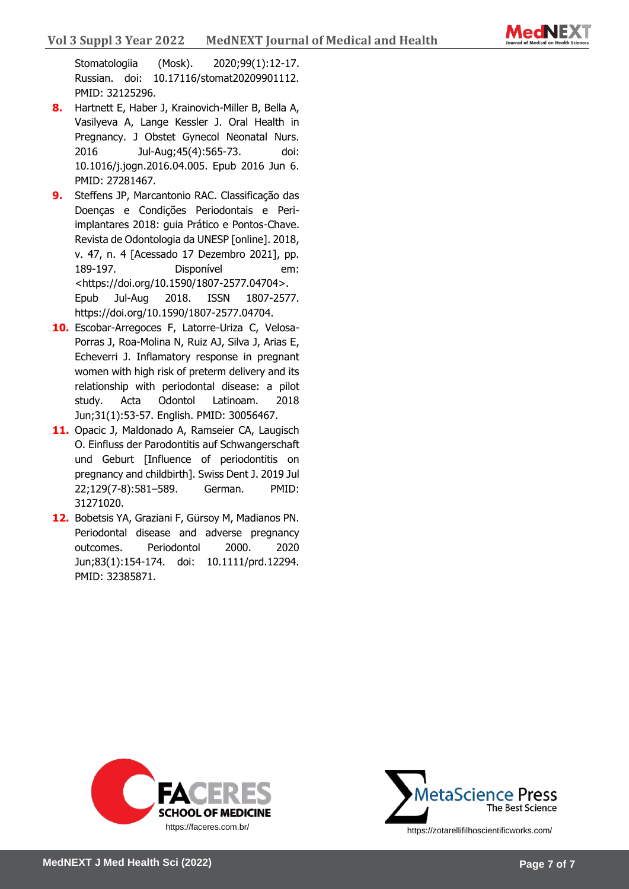Stomatologiia (Mosk). 2020;99(1):12-17. Russian. doi: 10.17116/stomat20209901112. PMID: 32125296.

8. Hartnett E, Haber J, Krainovich-Miller B, Bella A, Vasilyeva A, Lange Kessler J. Oral Health in Pregnancy. J Obstet Gynecol Neonatal Nurs. 2016 Jul-Aug;45(4):565-73. doi: 10.1016/j.jogn.2016.04.005. Epub 2016 Jun 6. PMID: 27281467.
9. Steffens JP, Marcantonio RAC. Classificação das Doenças e Condições Periodontais e Peri-implantares 2018: guia Prático e Pontos-Chave. Revista de Odontologia da UNESP [online]. 2018, v. 47, n. 4 [Acessado 17 Dezembro 2021], pp. 189-197. Disponível em: <https://doi.org/10.1590/1807-2577.04704>. Epub Jul-Aug 2018. ISSN 1807-2577. https://doi.org/10.1590/1807-2577.04704.
10. Escobar-Arregoces F, Latorre-Uriza C, Velosa-Porras J, Roa-Molina N, Ruiz AJ, Silva J, Arias E, Echeverri J. Inflamatory response in pregnant women with high risk of preterm delivery and its relationship with periodontal disease: a pilot study. Acta Odontol Latinoam. 2018 Jun;31(1):53-57. English. PMID: 30056467.
11. Opacic J, Maldonado A, Ramseier CA, Laugisch O. Einfluss der Parodontitis auf Schwangerschaft und Geburt [Influence of periodontitis on pregnancy and childbirth]. Swiss Dent J. 2019 Jul 22;129(7-8):581–589. German. PMID: 31271020.
12. Bobetsis YA, Graziani F, Gürsoy M, Madianos PN. Periodontal disease and adverse pregnancy outcomes. Periodontol 2000. 2020 Jun;83(1):154-174. doi: 10.1111/prd.12294. PMID: 32385871.

https://faceres.com.br/

https://zotarellifilhoscientificworks.com/